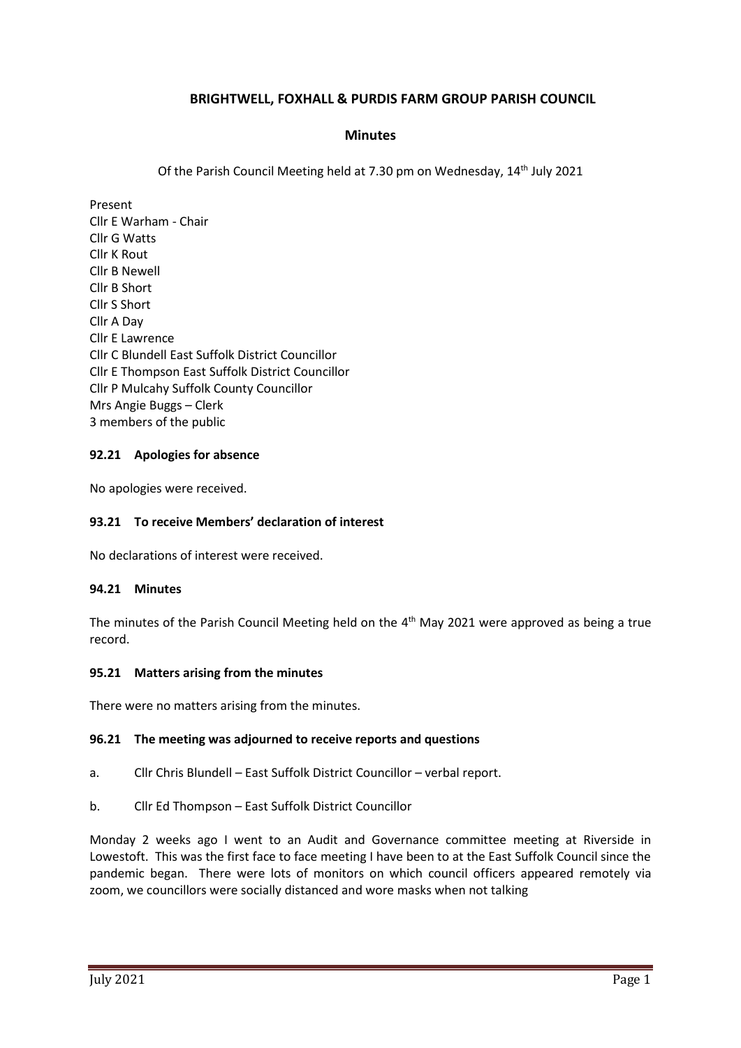# BRIGHTWELL, FOXHALL & PURDIS FARM GROUP PARISH COUNCIL

## Minutes

Of the Parish Council Meeting held at 7.30 pm on Wednesday, 14th July 2021

Present
Cllr E Warham - Chair
Cllr G Watts
Cllr K Rout
Cllr B Newell
Cllr B Short
Cllr S Short
Cllr A Day
Cllr E Lawrence
Cllr C Blundell East Suffolk District Councillor
Cllr E Thompson East Suffolk District Councillor
Cllr P Mulcahy Suffolk County Councillor
Mrs Angie Buggs – Clerk
3 members of the public

### 92.21 Apologies for absence

No apologies were received.

### 93.21 To receive Members' declaration of interest

No declarations of interest were received.

### 94.21 Minutes

The minutes of the Parish Council Meeting held on the 4th May 2021 were approved as being a true record.

### 95.21 Matters arising from the minutes

There were no matters arising from the minutes.

### 96.21 The meeting was adjourned to receive reports and questions

a. Cllr Chris Blundell – East Suffolk District Councillor – verbal report.

b. Cllr Ed Thompson – East Suffolk District Councillor

Monday 2 weeks ago I went to an Audit and Governance committee meeting at Riverside in Lowestoft. This was the first face to face meeting I have been to at the East Suffolk Council since the pandemic began. There were lots of monitors on which council officers appeared remotely via zoom, we councillors were socially distanced and wore masks when not talking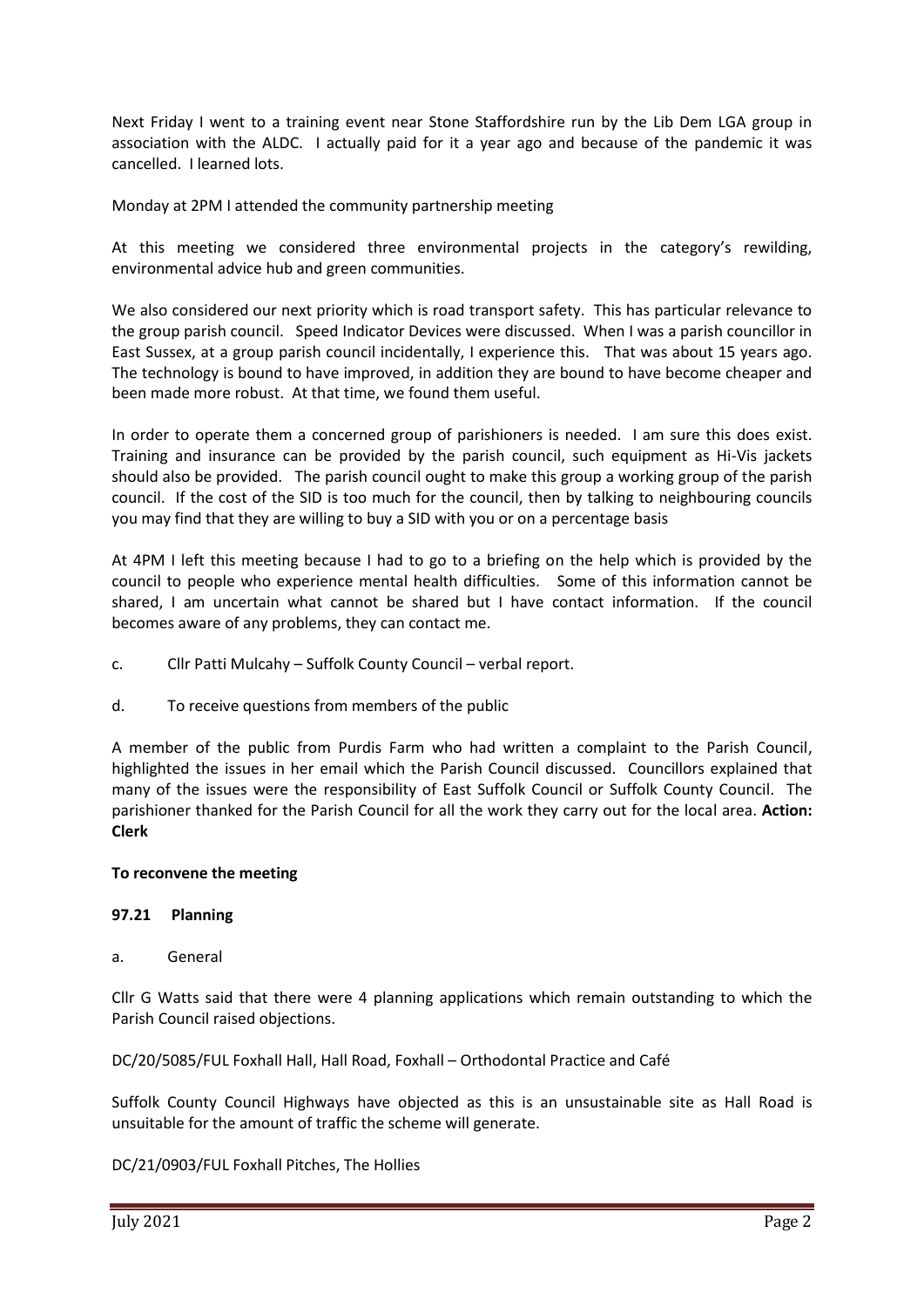Next Friday I went to a training event near Stone Staffordshire run by the Lib Dem LGA group in association with the ALDC. I actually paid for it a year ago and because of the pandemic it was cancelled. I learned lots.

Monday at 2PM I attended the community partnership meeting

At this meeting we considered three environmental projects in the category's rewilding, environmental advice hub and green communities.

We also considered our next priority which is road transport safety. This has particular relevance to the group parish council. Speed Indicator Devices were discussed. When I was a parish councillor in East Sussex, at a group parish council incidentally, I experience this. That was about 15 years ago. The technology is bound to have improved, in addition they are bound to have become cheaper and been made more robust. At that time, we found them useful.

In order to operate them a concerned group of parishioners is needed. I am sure this does exist. Training and insurance can be provided by the parish council, such equipment as Hi-Vis jackets should also be provided. The parish council ought to make this group a working group of the parish council. If the cost of the SID is too much for the council, then by talking to neighbouring councils you may find that they are willing to buy a SID with you or on a percentage basis

At 4PM I left this meeting because I had to go to a briefing on the help which is provided by the council to people who experience mental health difficulties. Some of this information cannot be shared, I am uncertain what cannot be shared but I have contact information. If the council becomes aware of any problems, they can contact me.

c. Cllr Patti Mulcahy – Suffolk County Council – verbal report.

d. To receive questions from members of the public

A member of the public from Purdis Farm who had written a complaint to the Parish Council, highlighted the issues in her email which the Parish Council discussed. Councillors explained that many of the issues were the responsibility of East Suffolk Council or Suffolk County Council. The parishioner thanked for the Parish Council for all the work they carry out for the local area. **Action: Clerk**

**To reconvene the meeting**

**97.21 Planning**

a. General

Cllr G Watts said that there were 4 planning applications which remain outstanding to which the Parish Council raised objections.

DC/20/5085/FUL Foxhall Hall, Hall Road, Foxhall – Orthodontal Practice and Café

Suffolk County Council Highways have objected as this is an unsustainable site as Hall Road is unsuitable for the amount of traffic the scheme will generate.

DC/21/0903/FUL Foxhall Pitches, The Hollies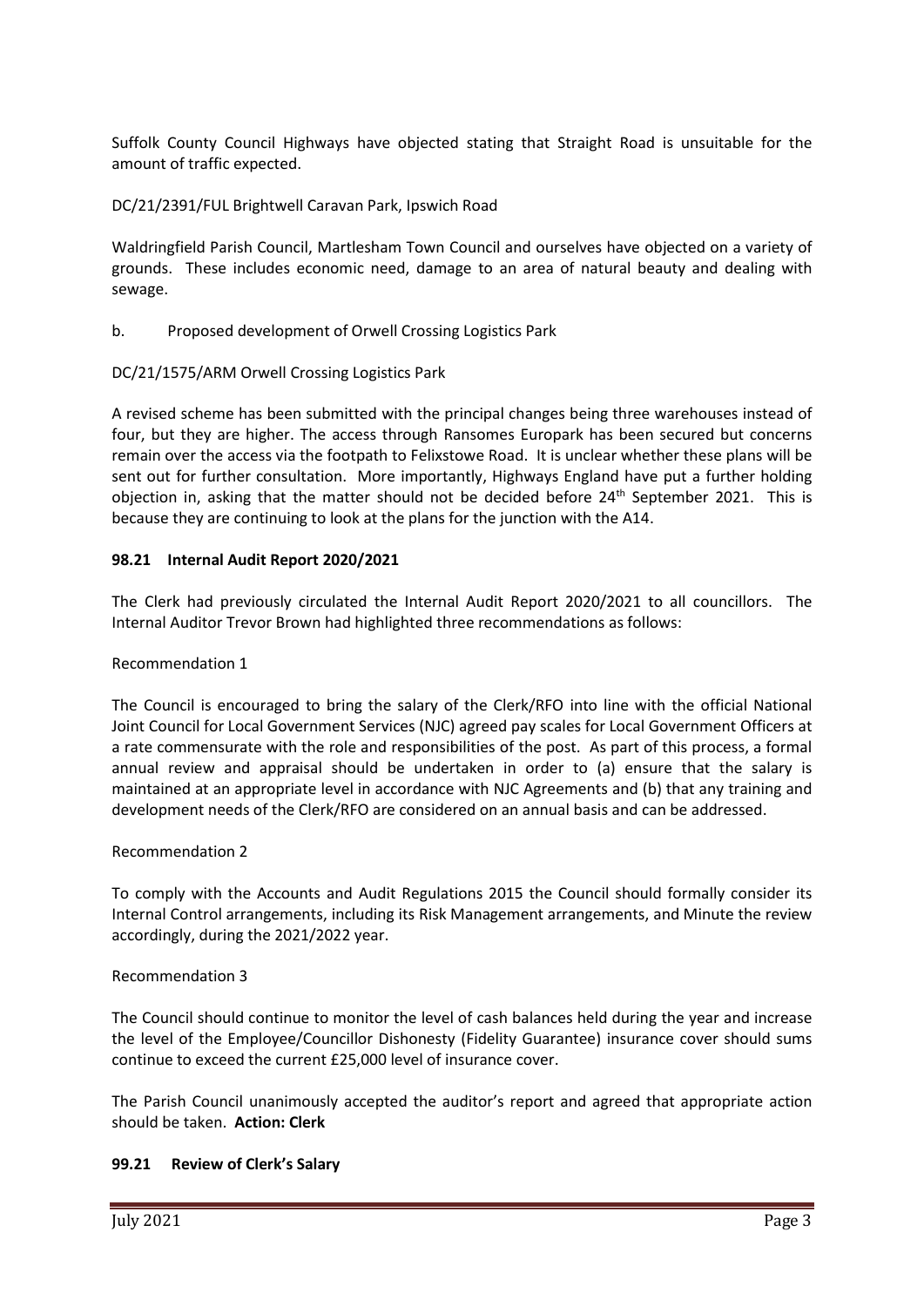Suffolk County Council Highways have objected stating that Straight Road is unsuitable for the amount of traffic expected.

DC/21/2391/FUL Brightwell Caravan Park, Ipswich Road

Waldringfield Parish Council, Martlesham Town Council and ourselves have objected on a variety of grounds. These includes economic need, damage to an area of natural beauty and dealing with sewage.

b. Proposed development of Orwell Crossing Logistics Park

DC/21/1575/ARM Orwell Crossing Logistics Park

A revised scheme has been submitted with the principal changes being three warehouses instead of four, but they are higher. The access through Ransomes Europark has been secured but concerns remain over the access via the footpath to Felixstowe Road. It is unclear whether these plans will be sent out for further consultation. More importantly, Highways England have put a further holding objection in, asking that the matter should not be decided before 24th September 2021. This is because they are continuing to look at the plans for the junction with the A14.

### 98.21 Internal Audit Report 2020/2021

The Clerk had previously circulated the Internal Audit Report 2020/2021 to all councillors. The Internal Auditor Trevor Brown had highlighted three recommendations as follows:

Recommendation 1

The Council is encouraged to bring the salary of the Clerk/RFO into line with the official National Joint Council for Local Government Services (NJC) agreed pay scales for Local Government Officers at a rate commensurate with the role and responsibilities of the post. As part of this process, a formal annual review and appraisal should be undertaken in order to (a) ensure that the salary is maintained at an appropriate level in accordance with NJC Agreements and (b) that any training and development needs of the Clerk/RFO are considered on an annual basis and can be addressed.

Recommendation 2

To comply with the Accounts and Audit Regulations 2015 the Council should formally consider its Internal Control arrangements, including its Risk Management arrangements, and Minute the review accordingly, during the 2021/2022 year.

Recommendation 3

The Council should continue to monitor the level of cash balances held during the year and increase the level of the Employee/Councillor Dishonesty (Fidelity Guarantee) insurance cover should sums continue to exceed the current £25,000 level of insurance cover.

The Parish Council unanimously accepted the auditor's report and agreed that appropriate action should be taken. **Action: Clerk**

### 99.21 Review of Clerk's Salary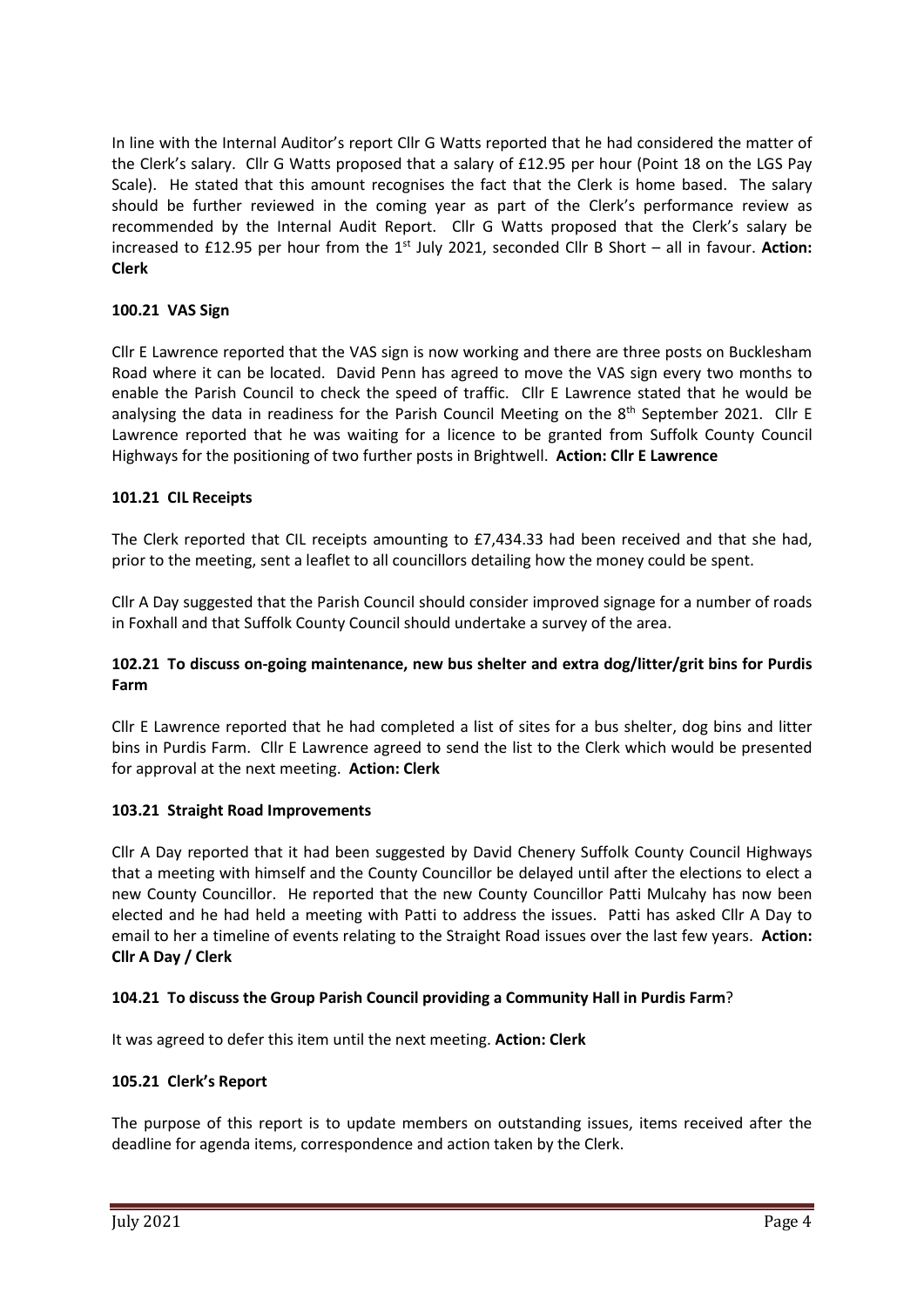In line with the Internal Auditor's report Cllr G Watts reported that he had considered the matter of the Clerk's salary. Cllr G Watts proposed that a salary of £12.95 per hour (Point 18 on the LGS Pay Scale). He stated that this amount recognises the fact that the Clerk is home based. The salary should be further reviewed in the coming year as part of the Clerk's performance review as recommended by the Internal Audit Report. Cllr G Watts proposed that the Clerk's salary be increased to £12.95 per hour from the 1st July 2021, seconded Cllr B Short – all in favour. **Action: Clerk**

### 100.21 VAS Sign

Cllr E Lawrence reported that the VAS sign is now working and there are three posts on Bucklesham Road where it can be located. David Penn has agreed to move the VAS sign every two months to enable the Parish Council to check the speed of traffic. Cllr E Lawrence stated that he would be analysing the data in readiness for the Parish Council Meeting on the 8th September 2021. Cllr E Lawrence reported that he was waiting for a licence to be granted from Suffolk County Council Highways for the positioning of two further posts in Brightwell. **Action: Cllr E Lawrence**

### 101.21 CIL Receipts

The Clerk reported that CIL receipts amounting to £7,434.33 had been received and that she had, prior to the meeting, sent a leaflet to all councillors detailing how the money could be spent.

Cllr A Day suggested that the Parish Council should consider improved signage for a number of roads in Foxhall and that Suffolk County Council should undertake a survey of the area.

### 102.21 To discuss on-going maintenance, new bus shelter and extra dog/litter/grit bins for Purdis Farm

Cllr E Lawrence reported that he had completed a list of sites for a bus shelter, dog bins and litter bins in Purdis Farm. Cllr E Lawrence agreed to send the list to the Clerk which would be presented for approval at the next meeting. **Action: Clerk**

### 103.21 Straight Road Improvements

Cllr A Day reported that it had been suggested by David Chenery Suffolk County Council Highways that a meeting with himself and the County Councillor be delayed until after the elections to elect a new County Councillor. He reported that the new County Councillor Patti Mulcahy has now been elected and he had held a meeting with Patti to address the issues. Patti has asked Cllr A Day to email to her a timeline of events relating to the Straight Road issues over the last few years. **Action: Cllr A Day / Clerk**

### 104.21 To discuss the Group Parish Council providing a Community Hall in Purdis Farm?

It was agreed to defer this item until the next meeting. **Action: Clerk**

### 105.21 Clerk's Report

The purpose of this report is to update members on outstanding issues, items received after the deadline for agenda items, correspondence and action taken by the Clerk.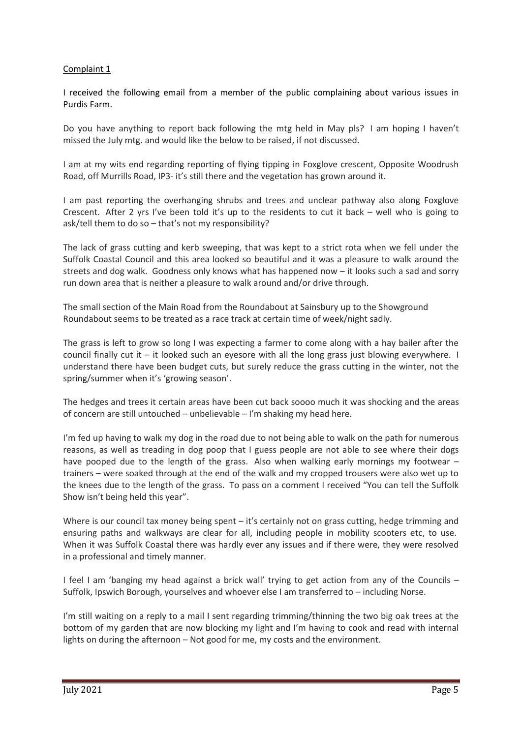Complaint 1

I received the following email from a member of the public complaining about various issues in Purdis Farm.

Do you have anything to report back following the mtg held in May pls? I am hoping I haven't missed the July mtg. and would like the below to be raised, if not discussed.

I am at my wits end regarding reporting of flying tipping in Foxglove crescent, Opposite Woodrush Road, off Murrills Road, IP3- it's still there and the vegetation has grown around it.

I am past reporting the overhanging shrubs and trees and unclear pathway also along Foxglove Crescent. After 2 yrs I've been told it's up to the residents to cut it back – well who is going to ask/tell them to do so – that's not my responsibility?

The lack of grass cutting and kerb sweeping, that was kept to a strict rota when we fell under the Suffolk Coastal Council and this area looked so beautiful and it was a pleasure to walk around the streets and dog walk. Goodness only knows what has happened now – it looks such a sad and sorry run down area that is neither a pleasure to walk around and/or drive through.

The small section of the Main Road from the Roundabout at Sainsbury up to the Showground Roundabout seems to be treated as a race track at certain time of week/night sadly.

The grass is left to grow so long I was expecting a farmer to come along with a hay bailer after the council finally cut it – it looked such an eyesore with all the long grass just blowing everywhere. I understand there have been budget cuts, but surely reduce the grass cutting in the winter, not the spring/summer when it's 'growing season'.

The hedges and trees it certain areas have been cut back soooo much it was shocking and the areas of concern are still untouched – unbelievable – I'm shaking my head here.

I'm fed up having to walk my dog in the road due to not being able to walk on the path for numerous reasons, as well as treading in dog poop that I guess people are not able to see where their dogs have pooped due to the length of the grass. Also when walking early mornings my footwear – trainers – were soaked through at the end of the walk and my cropped trousers were also wet up to the knees due to the length of the grass. To pass on a comment I received "You can tell the Suffolk Show isn't being held this year".

Where is our council tax money being spent – it's certainly not on grass cutting, hedge trimming and ensuring paths and walkways are clear for all, including people in mobility scooters etc, to use. When it was Suffolk Coastal there was hardly ever any issues and if there were, they were resolved in a professional and timely manner.

I feel I am 'banging my head against a brick wall' trying to get action from any of the Councils – Suffolk, Ipswich Borough, yourselves and whoever else I am transferred to – including Norse.

I'm still waiting on a reply to a mail I sent regarding trimming/thinning the two big oak trees at the bottom of my garden that are now blocking my light and I'm having to cook and read with internal lights on during the afternoon – Not good for me, my costs and the environment.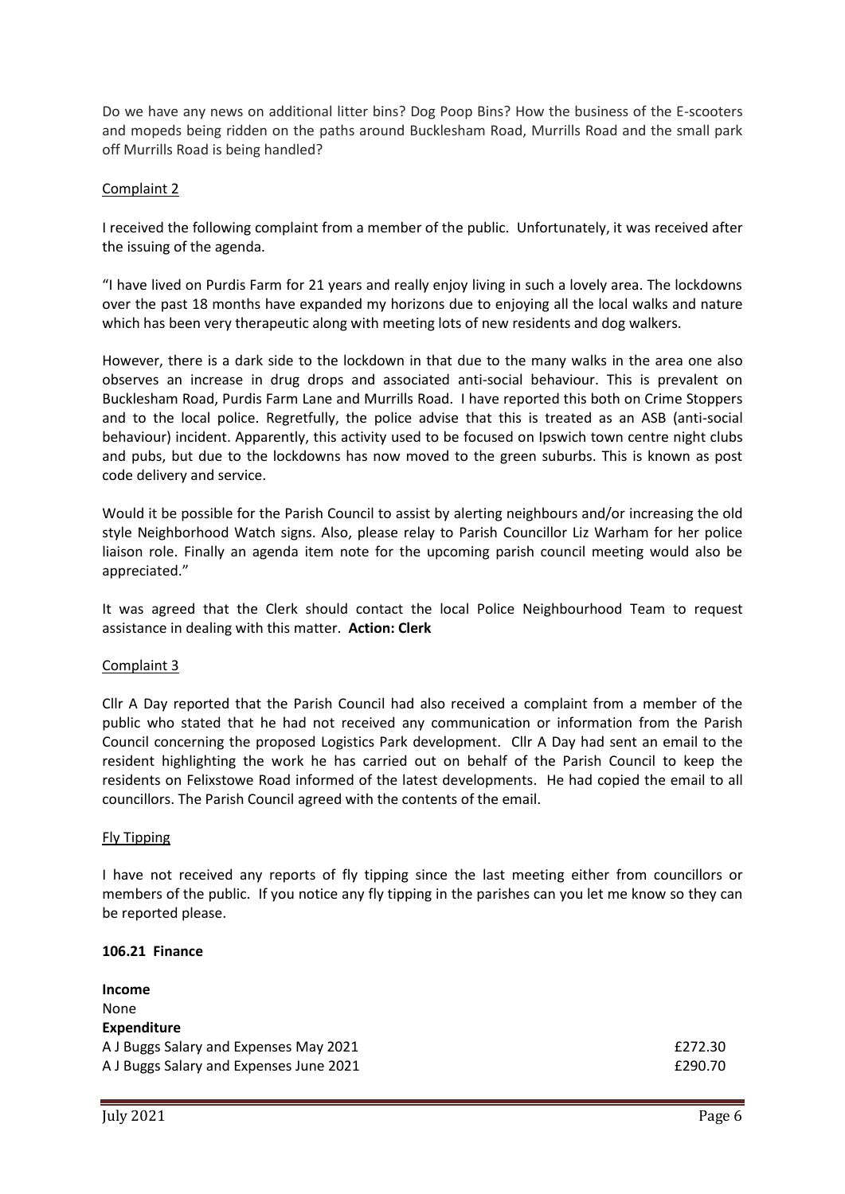Do we have any news on additional litter bins? Dog Poop Bins? How the business of the E-scooters and mopeds being ridden on the paths around Bucklesham Road, Murrills Road and the small park off Murrills Road is being handled?

Complaint 2

I received the following complaint from a member of the public. Unfortunately, it was received after the issuing of the agenda.

"I have lived on Purdis Farm for 21 years and really enjoy living in such a lovely area. The lockdowns over the past 18 months have expanded my horizons due to enjoying all the local walks and nature which has been very therapeutic along with meeting lots of new residents and dog walkers.

However, there is a dark side to the lockdown in that due to the many walks in the area one also observes an increase in drug drops and associated anti-social behaviour. This is prevalent on Bucklesham Road, Purdis Farm Lane and Murrills Road. I have reported this both on Crime Stoppers and to the local police. Regretfully, the police advise that this is treated as an ASB (anti-social behaviour) incident. Apparently, this activity used to be focused on Ipswich town centre night clubs and pubs, but due to the lockdowns has now moved to the green suburbs. This is known as post code delivery and service.

Would it be possible for the Parish Council to assist by alerting neighbours and/or increasing the old style Neighborhood Watch signs. Also, please relay to Parish Councillor Liz Warham for her police liaison role. Finally an agenda item note for the upcoming parish council meeting would also be appreciated."

It was agreed that the Clerk should contact the local Police Neighbourhood Team to request assistance in dealing with this matter. **Action: Clerk**

Complaint 3

Cllr A Day reported that the Parish Council had also received a complaint from a member of the public who stated that he had not received any communication or information from the Parish Council concerning the proposed Logistics Park development. Cllr A Day had sent an email to the resident highlighting the work he has carried out on behalf of the Parish Council to keep the residents on Felixstowe Road informed of the latest developments. He had copied the email to all councillors. The Parish Council agreed with the contents of the email.

Fly Tipping

I have not received any reports of fly tipping since the last meeting either from councillors or members of the public. If you notice any fly tipping in the parishes can you let me know so they can be reported please.

**106.21 Finance**

**Income**
None
**Expenditure**

| | |
|---|---|
| A J Buggs Salary and Expenses May 2021 | £272.30 |
| A J Buggs Salary and Expenses June 2021 | £290.70 |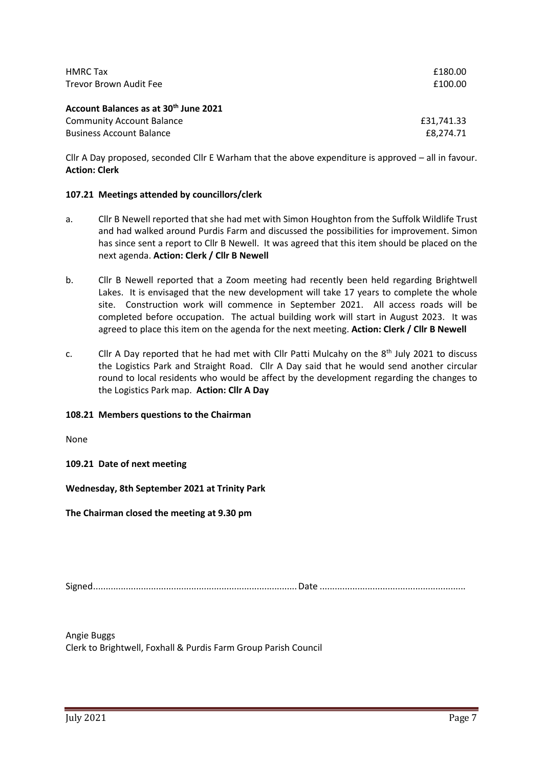| | |
|---|---|
| HMRC Tax | £180.00 |
| Trevor Brown Audit Fee | £100.00 |

**Account Balances as at 30th June 2021**

| | |
|---|---|
| Community Account Balance | £31,741.33 |
| Business Account Balance | £8,274.71 |

Cllr A Day proposed, seconded Cllr E Warham that the above expenditure is approved – all in favour.
**Action: Clerk**

**107.21 Meetings attended by councillors/clerk**

a. Cllr B Newell reported that she had met with Simon Houghton from the Suffolk Wildlife Trust and had walked around Purdis Farm and discussed the possibilities for improvement. Simon has since sent a report to Cllr B Newell. It was agreed that this item should be placed on the next agenda. **Action: Clerk / Cllr B Newell**

b. Cllr B Newell reported that a Zoom meeting had recently been held regarding Brightwell Lakes. It is envisaged that the new development will take 17 years to complete the whole site. Construction work will commence in September 2021. All access roads will be completed before occupation. The actual building work will start in August 2023. It was agreed to place this item on the agenda for the next meeting. **Action: Clerk / Cllr B Newell**

c. Cllr A Day reported that he had met with Cllr Patti Mulcahy on the 8th July 2021 to discuss the Logistics Park and Straight Road. Cllr A Day said that he would send another circular round to local residents who would be affect by the development regarding the changes to the Logistics Park map. **Action: Cllr A Day**

**108.21 Members questions to the Chairman**

None

**109.21 Date of next meeting**

**Wednesday, 8th September 2021 at Trinity Park**

**The Chairman closed the meeting at 9.30 pm**

Signed................................................................................ Date .........................................................

Angie Buggs
Clerk to Brightwell, Foxhall & Purdis Farm Group Parish Council